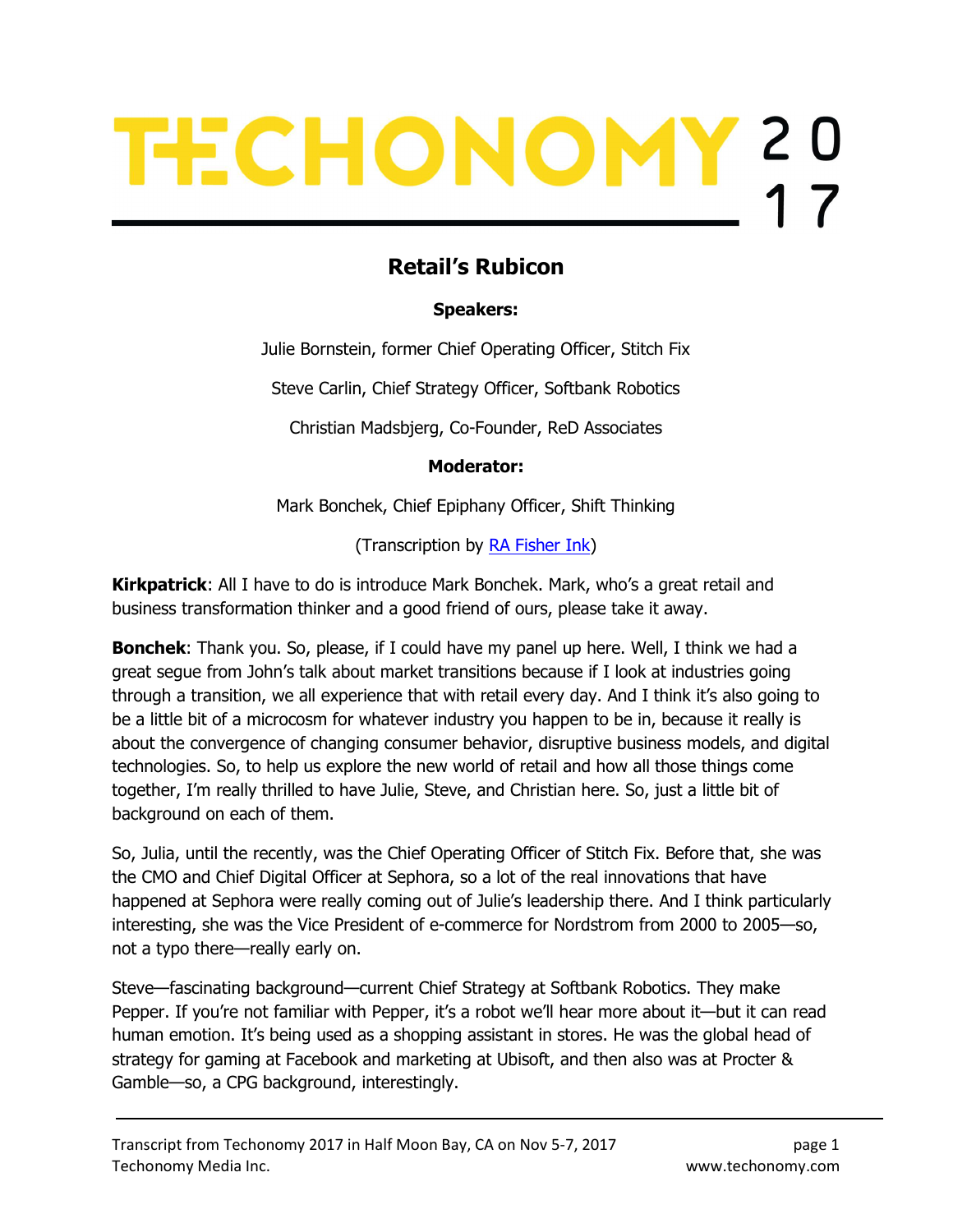# TECHONOMY 2017

## Retail's Rubicon

**Speakers:**

Julie Bornstein, former Chief Operating Officer, Stitch Fix

Steve Carlin, Chief Strategy Officer, Softbank Robotics

Christian Madsbjerg, Co-Founder, ReD Associates

**Moderator:**

Mark Bonchek, Chief Epiphany Officer, Shift Thinking

(Transcription by RA Fisher Ink)

**Kirkpatrick**: All I have to do is introduce Mark Bonchek. Mark, who's a great retail and business transformation thinker and a good friend of ours, please take it away.

**Bonchek**: Thank you. So, please, if I could have my panel up here. Well, I think we had a great segue from John's talk about market transitions because if I look at industries going through a transition, we all experience that with retail every day. And I think it's also going to be a little bit of a microcosm for whatever industry you happen to be in, because it really is about the convergence of changing consumer behavior, disruptive business models, and digital technologies. So, to help us explore the new world of retail and how all those things come together, I'm really thrilled to have Julie, Steve, and Christian here. So, just a little bit of background on each of them.

So, Julia, until the recently, was the Chief Operating Officer of Stitch Fix. Before that, she was the CMO and Chief Digital Officer at Sephora, so a lot of the real innovations that have happened at Sephora were really coming out of Julie's leadership there. And I think particularly interesting, she was the Vice President of e-commerce for Nordstrom from 2000 to 2005—so, not a typo there—really early on.

Steve—fascinating background—current Chief Strategy at Softbank Robotics. They make Pepper. If you're not familiar with Pepper, it's a robot we'll hear more about it—but it can read human emotion. It's being used as a shopping assistant in stores. He was the global head of strategy for gaming at Facebook and marketing at Ubisoft, and then also was at Procter & Gamble—so, a CPG background, interestingly.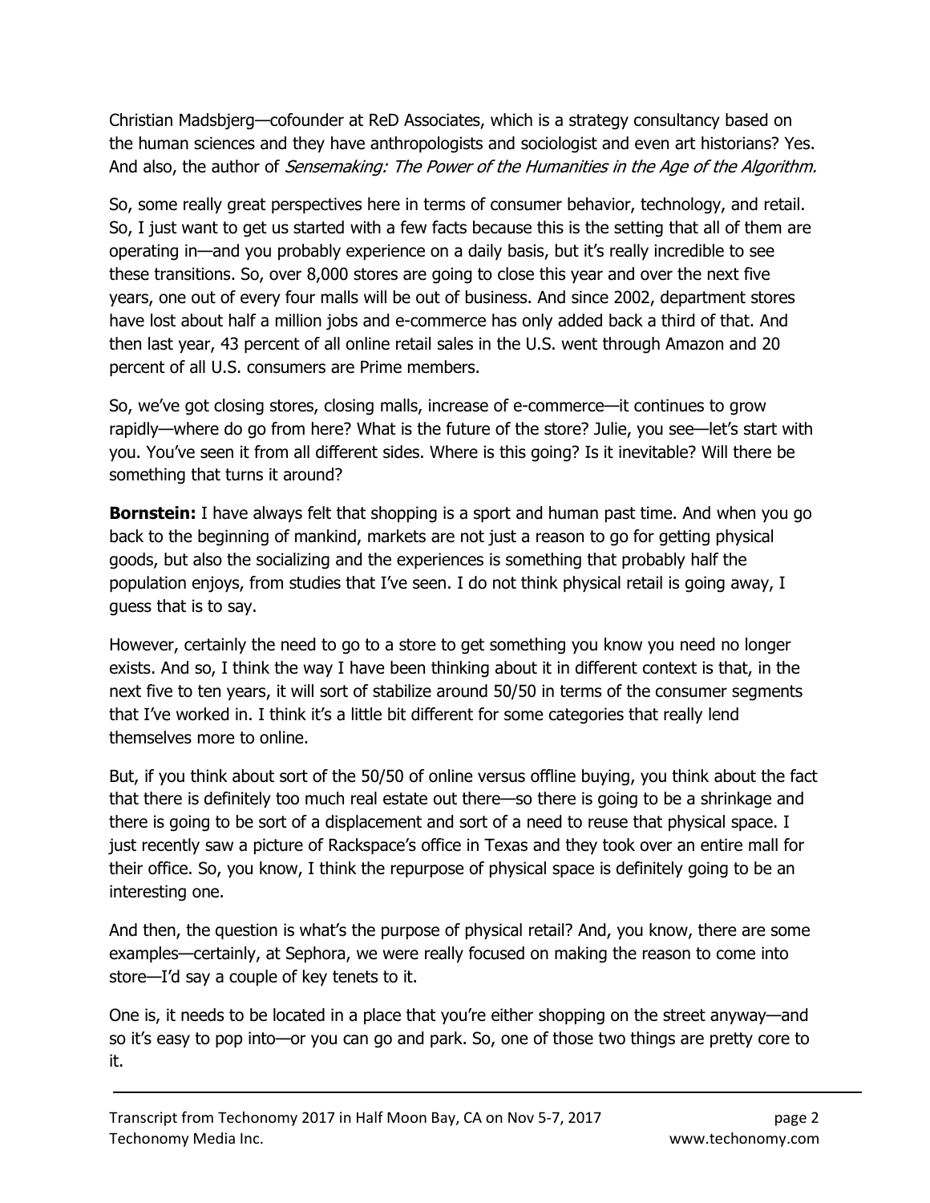Christian Madsbjerg—cofounder at ReD Associates, which is a strategy consultancy based on the human sciences and they have anthropologists and sociologist and even art historians? Yes. And also, the author of *Sensemaking: The Power of the Humanities in the Age of the Algorithm.*

So, some really great perspectives here in terms of consumer behavior, technology, and retail. So, I just want to get us started with a few facts because this is the setting that all of them are operating in—and you probably experience on a daily basis, but it's really incredible to see these transitions. So, over 8,000 stores are going to close this year and over the next five years, one out of every four malls will be out of business. And since 2002, department stores have lost about half a million jobs and e-commerce has only added back a third of that. And then last year, 43 percent of all online retail sales in the U.S. went through Amazon and 20 percent of all U.S. consumers are Prime members.

So, we've got closing stores, closing malls, increase of e-commerce—it continues to grow rapidly—where do go from here? What is the future of the store? Julie, you see—let's start with you. You've seen it from all different sides. Where is this going? Is it inevitable? Will there be something that turns it around?

**Bornstein:** I have always felt that shopping is a sport and human past time. And when you go back to the beginning of mankind, markets are not just a reason to go for getting physical goods, but also the socializing and the experiences is something that probably half the population enjoys, from studies that I've seen. I do not think physical retail is going away, I guess that is to say.

However, certainly the need to go to a store to get something you know you need no longer exists. And so, I think the way I have been thinking about it in different context is that, in the next five to ten years, it will sort of stabilize around 50/50 in terms of the consumer segments that I've worked in. I think it's a little bit different for some categories that really lend themselves more to online.

But, if you think about sort of the 50/50 of online versus offline buying, you think about the fact that there is definitely too much real estate out there—so there is going to be a shrinkage and there is going to be sort of a displacement and sort of a need to reuse that physical space. I just recently saw a picture of Rackspace's office in Texas and they took over an entire mall for their office. So, you know, I think the repurpose of physical space is definitely going to be an interesting one.

And then, the question is what's the purpose of physical retail? And, you know, there are some examples—certainly, at Sephora, we were really focused on making the reason to come into store—I'd say a couple of key tenets to it.

One is, it needs to be located in a place that you're either shopping on the street anyway—and so it's easy to pop into—or you can go and park. So, one of those two things are pretty core to it.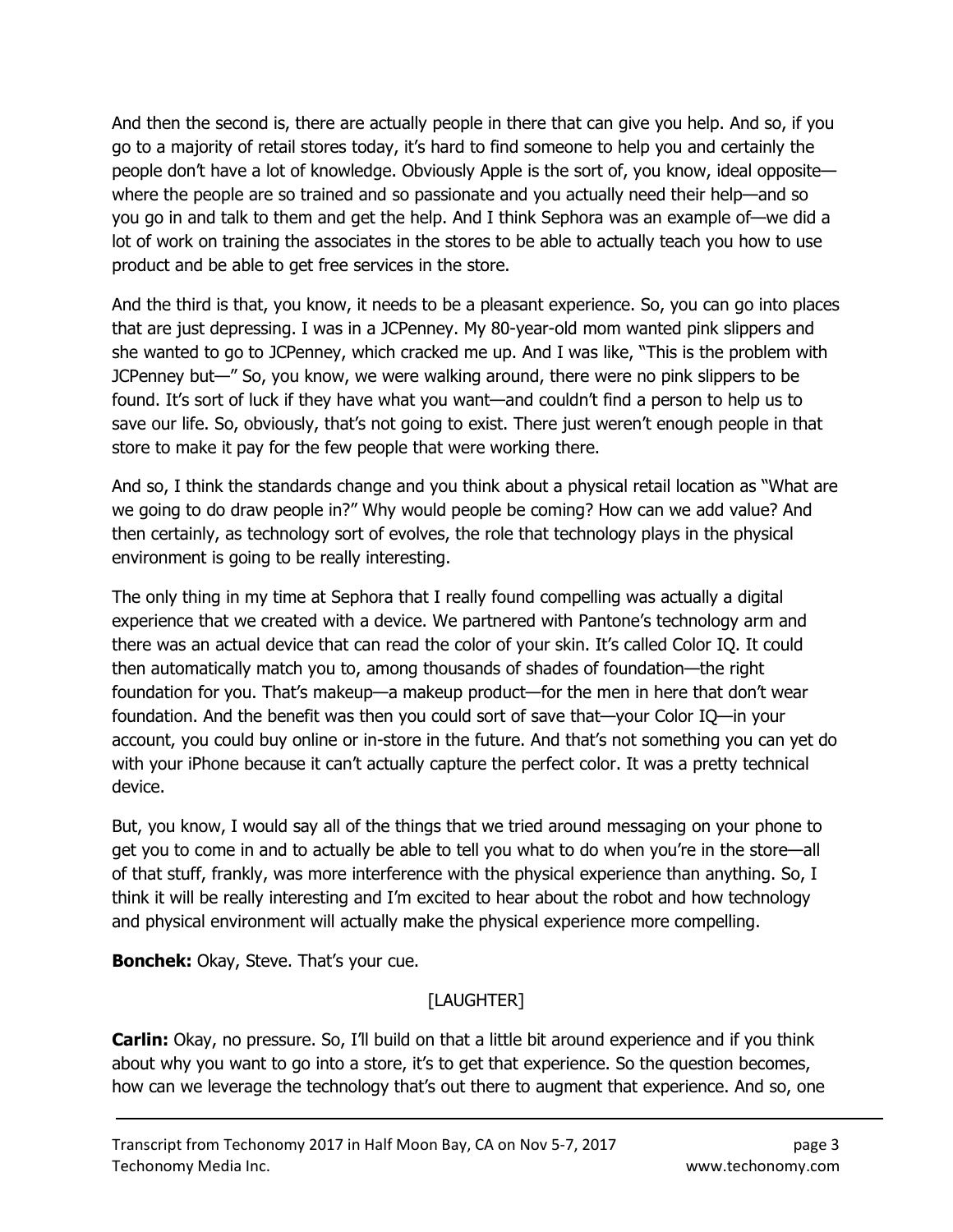And then the second is, there are actually people in there that can give you help. And so, if you go to a majority of retail stores today, it's hard to find someone to help you and certainly the people don't have a lot of knowledge. Obviously Apple is the sort of, you know, ideal opposite—where the people are so trained and so passionate and you actually need their help—and so you go in and talk to them and get the help. And I think Sephora was an example of—we did a lot of work on training the associates in the stores to be able to actually teach you how to use product and be able to get free services in the store.

And the third is that, you know, it needs to be a pleasant experience. So, you can go into places that are just depressing. I was in a JCPenney. My 80-year-old mom wanted pink slippers and she wanted to go to JCPenney, which cracked me up. And I was like, "This is the problem with JCPenney but—" So, you know, we were walking around, there were no pink slippers to be found. It's sort of luck if they have what you want—and couldn't find a person to help us to save our life. So, obviously, that's not going to exist. There just weren't enough people in that store to make it pay for the few people that were working there.

And so, I think the standards change and you think about a physical retail location as "What are we going to do draw people in?" Why would people be coming? How can we add value? And then certainly, as technology sort of evolves, the role that technology plays in the physical environment is going to be really interesting.

The only thing in my time at Sephora that I really found compelling was actually a digital experience that we created with a device. We partnered with Pantone's technology arm and there was an actual device that can read the color of your skin. It's called Color IQ. It could then automatically match you to, among thousands of shades of foundation—the right foundation for you. That's makeup—a makeup product—for the men in here that don't wear foundation. And the benefit was then you could sort of save that—your Color IQ—in your account, you could buy online or in-store in the future. And that's not something you can yet do with your iPhone because it can't actually capture the perfect color. It was a pretty technical device.

But, you know, I would say all of the things that we tried around messaging on your phone to get you to come in and to actually be able to tell you what to do when you're in the store—all of that stuff, frankly, was more interference with the physical experience than anything. So, I think it will be really interesting and I'm excited to hear about the robot and how technology and physical environment will actually make the physical experience more compelling.

**Bonchek:** Okay, Steve. That's your cue.

[LAUGHTER]

**Carlin:** Okay, no pressure. So, I'll build on that a little bit around experience and if you think about why you want to go into a store, it's to get that experience. So the question becomes, how can we leverage the technology that's out there to augment that experience. And so, one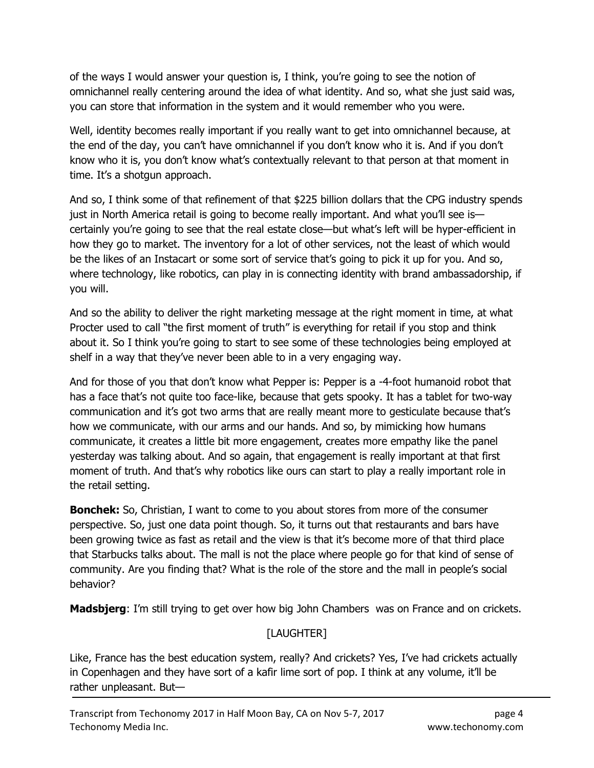of the ways I would answer your question is, I think, you're going to see the notion of omnichannel really centering around the idea of what identity. And so, what she just said was, you can store that information in the system and it would remember who you were.

Well, identity becomes really important if you really want to get into omnichannel because, at the end of the day, you can't have omnichannel if you don't know who it is. And if you don't know who it is, you don't know what's contextually relevant to that person at that moment in time. It's a shotgun approach.

And so, I think some of that refinement of that $225 billion dollars that the CPG industry spends just in North America retail is going to become really important. And what you'll see is—certainly you're going to see that the real estate close—but what's left will be hyper-efficient in how they go to market. The inventory for a lot of other services, not the least of which would be the likes of an Instacart or some sort of service that's going to pick it up for you. And so, where technology, like robotics, can play in is connecting identity with brand ambassadorship, if you will.

And so the ability to deliver the right marketing message at the right moment in time, at what Procter used to call "the first moment of truth" is everything for retail if you stop and think about it. So I think you're going to start to see some of these technologies being employed at shelf in a way that they've never been able to in a very engaging way.

And for those of you that don't know what Pepper is: Pepper is a -4-foot humanoid robot that has a face that's not quite too face-like, because that gets spooky. It has a tablet for two-way communication and it's got two arms that are really meant more to gesticulate because that's how we communicate, with our arms and our hands. And so, by mimicking how humans communicate, it creates a little bit more engagement, creates more empathy like the panel yesterday was talking about. And so again, that engagement is really important at that first moment of truth. And that's why robotics like ours can start to play a really important role in the retail setting.

**Bonchek:** So, Christian, I want to come to you about stores from more of the consumer perspective. So, just one data point though. So, it turns out that restaurants and bars have been growing twice as fast as retail and the view is that it's become more of that third place that Starbucks talks about. The mall is not the place where people go for that kind of sense of community. Are you finding that? What is the role of the store and the mall in people's social behavior?

**Madsbjerg**: I'm still trying to get over how big John Chambers was on France and on crickets.

[LAUGHTER]

Like, France has the best education system, really? And crickets? Yes, I've had crickets actually in Copenhagen and they have sort of a kafir lime sort of pop. I think at any volume, it'll be rather unpleasant. But—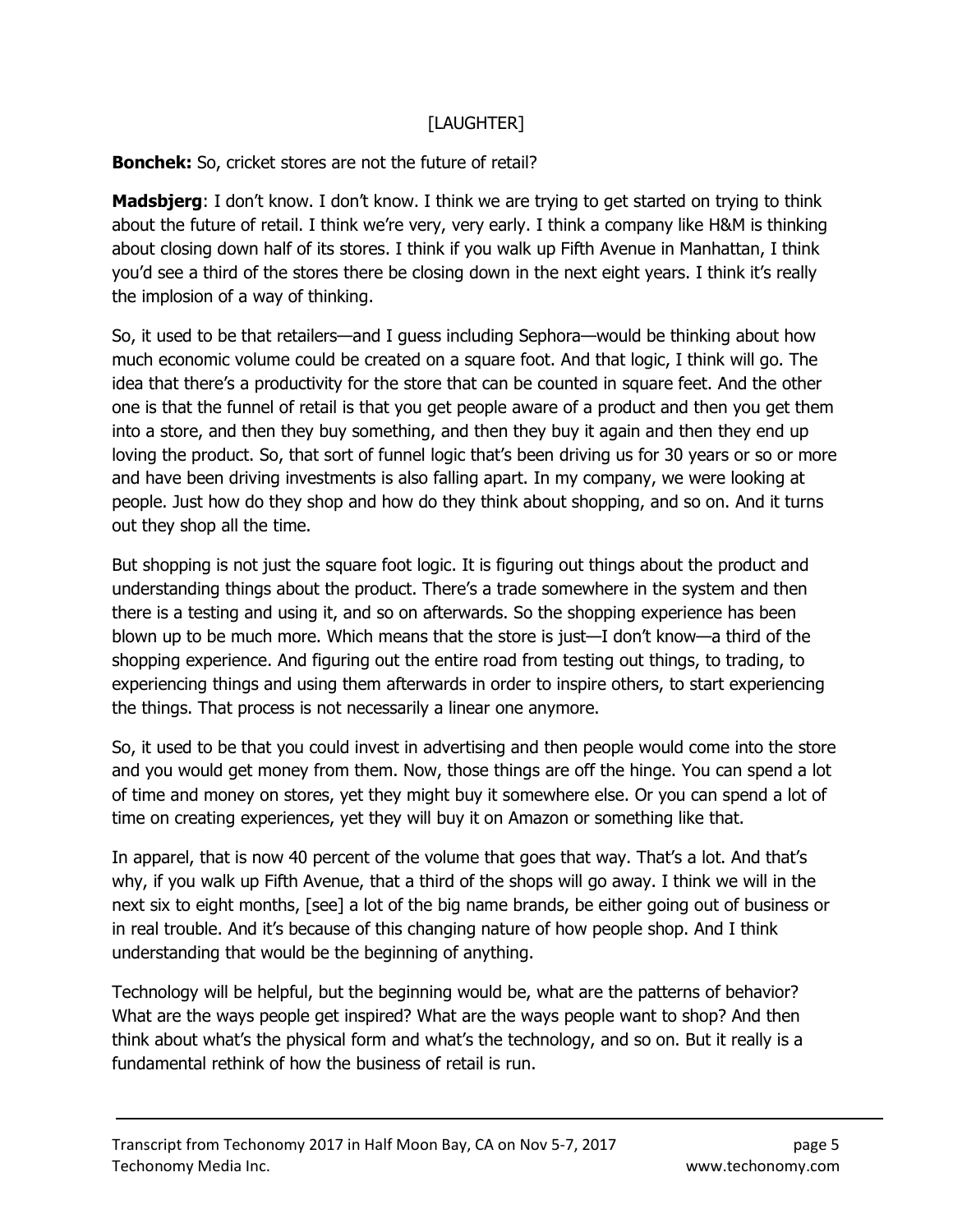[LAUGHTER]

**Bonchek:** So, cricket stores are not the future of retail?

**Madsbjerg**: I don't know. I don't know. I think we are trying to get started on trying to think about the future of retail. I think we're very, very early. I think a company like H&M is thinking about closing down half of its stores. I think if you walk up Fifth Avenue in Manhattan, I think you'd see a third of the stores there be closing down in the next eight years. I think it's really the implosion of a way of thinking.

So, it used to be that retailers—and I guess including Sephora—would be thinking about how much economic volume could be created on a square foot. And that logic, I think will go. The idea that there's a productivity for the store that can be counted in square feet. And the other one is that the funnel of retail is that you get people aware of a product and then you get them into a store, and then they buy something, and then they buy it again and then they end up loving the product. So, that sort of funnel logic that's been driving us for 30 years or so or more and have been driving investments is also falling apart. In my company, we were looking at people. Just how do they shop and how do they think about shopping, and so on. And it turns out they shop all the time.

But shopping is not just the square foot logic. It is figuring out things about the product and understanding things about the product. There's a trade somewhere in the system and then there is a testing and using it, and so on afterwards. So the shopping experience has been blown up to be much more. Which means that the store is just—I don't know—a third of the shopping experience. And figuring out the entire road from testing out things, to trading, to experiencing things and using them afterwards in order to inspire others, to start experiencing the things. That process is not necessarily a linear one anymore.

So, it used to be that you could invest in advertising and then people would come into the store and you would get money from them. Now, those things are off the hinge. You can spend a lot of time and money on stores, yet they might buy it somewhere else. Or you can spend a lot of time on creating experiences, yet they will buy it on Amazon or something like that.

In apparel, that is now 40 percent of the volume that goes that way. That's a lot. And that's why, if you walk up Fifth Avenue, that a third of the shops will go away. I think we will in the next six to eight months, [see] a lot of the big name brands, be either going out of business or in real trouble. And it's because of this changing nature of how people shop. And I think understanding that would be the beginning of anything.

Technology will be helpful, but the beginning would be, what are the patterns of behavior? What are the ways people get inspired? What are the ways people want to shop? And then think about what's the physical form and what's the technology, and so on. But it really is a fundamental rethink of how the business of retail is run.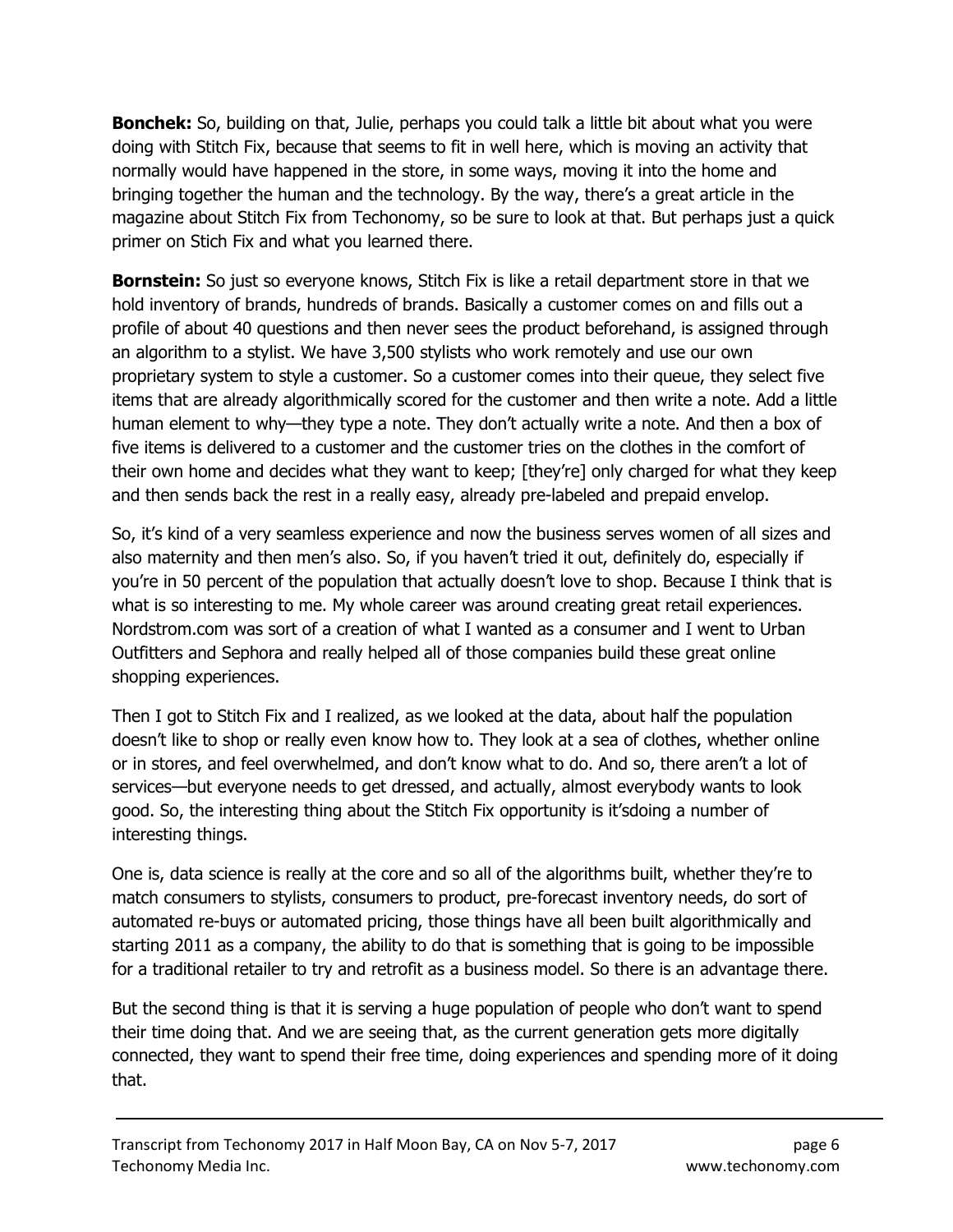**Bonchek:** So, building on that, Julie, perhaps you could talk a little bit about what you were doing with Stitch Fix, because that seems to fit in well here, which is moving an activity that normally would have happened in the store, in some ways, moving it into the home and bringing together the human and the technology. By the way, there's a great article in the magazine about Stitch Fix from Techonomy, so be sure to look at that. But perhaps just a quick primer on Stich Fix and what you learned there.

**Bornstein:** So just so everyone knows, Stitch Fix is like a retail department store in that we hold inventory of brands, hundreds of brands. Basically a customer comes on and fills out a profile of about 40 questions and then never sees the product beforehand, is assigned through an algorithm to a stylist. We have 3,500 stylists who work remotely and use our own proprietary system to style a customer. So a customer comes into their queue, they select five items that are already algorithmically scored for the customer and then write a note. Add a little human element to why—they type a note. They don't actually write a note. And then a box of five items is delivered to a customer and the customer tries on the clothes in the comfort of their own home and decides what they want to keep; [they're] only charged for what they keep and then sends back the rest in a really easy, already pre-labeled and prepaid envelop.

So, it's kind of a very seamless experience and now the business serves women of all sizes and also maternity and then men's also. So, if you haven't tried it out, definitely do, especially if you're in 50 percent of the population that actually doesn't love to shop. Because I think that is what is so interesting to me. My whole career was around creating great retail experiences. Nordstrom.com was sort of a creation of what I wanted as a consumer and I went to Urban Outfitters and Sephora and really helped all of those companies build these great online shopping experiences.

Then I got to Stitch Fix and I realized, as we looked at the data, about half the population doesn't like to shop or really even know how to. They look at a sea of clothes, whether online or in stores, and feel overwhelmed, and don't know what to do. And so, there aren't a lot of services—but everyone needs to get dressed, and actually, almost everybody wants to look good. So, the interesting thing about the Stitch Fix opportunity is it'sdoing a number of interesting things.

One is, data science is really at the core and so all of the algorithms built, whether they're to match consumers to stylists, consumers to product, pre-forecast inventory needs, do sort of automated re-buys or automated pricing, those things have all been built algorithmically and starting 2011 as a company, the ability to do that is something that is going to be impossible for a traditional retailer to try and retrofit as a business model. So there is an advantage there.

But the second thing is that it is serving a huge population of people who don't want to spend their time doing that. And we are seeing that, as the current generation gets more digitally connected, they want to spend their free time, doing experiences and spending more of it doing that.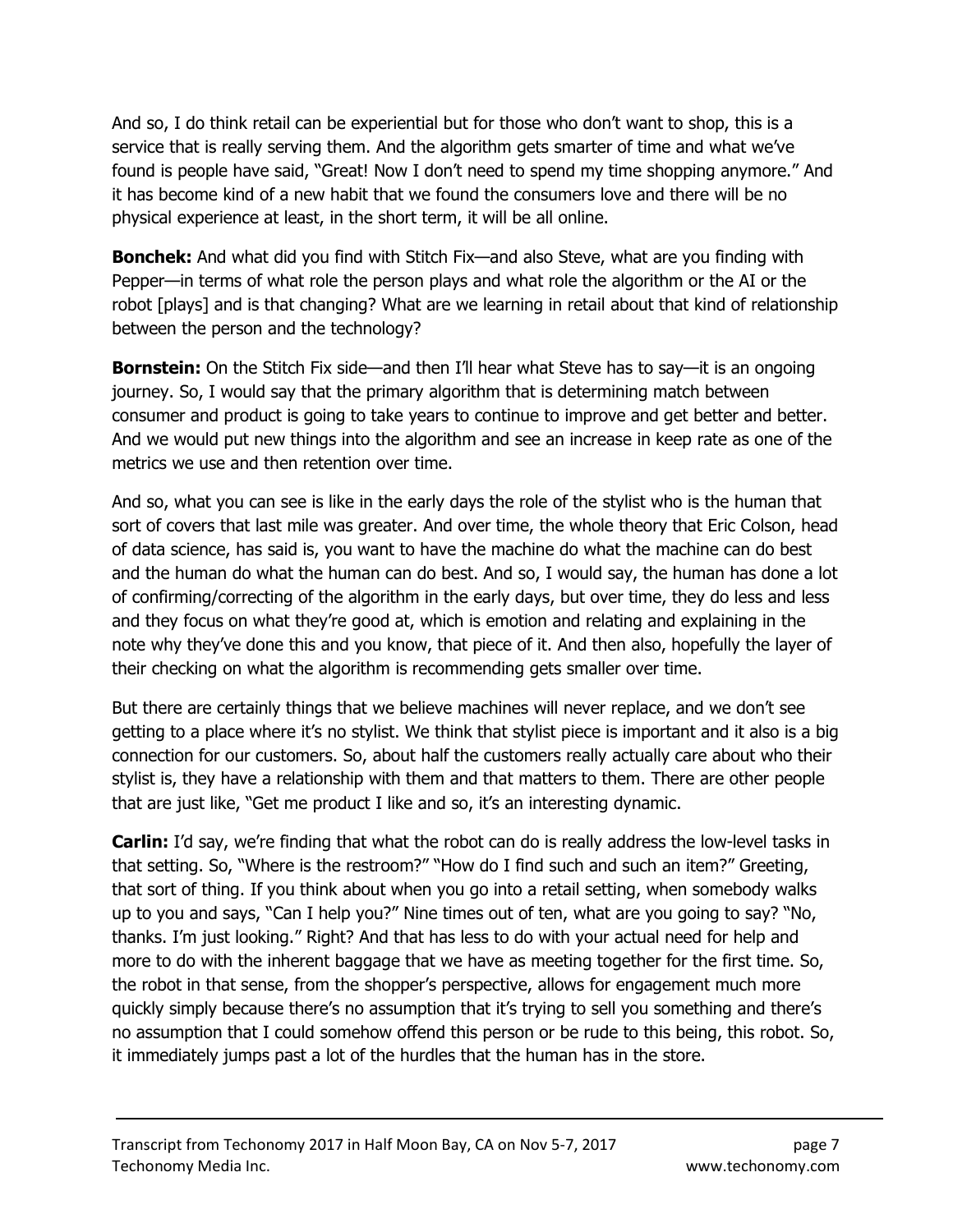And so, I do think retail can be experiential but for those who don't want to shop, this is a service that is really serving them. And the algorithm gets smarter of time and what we've found is people have said, "Great! Now I don't need to spend my time shopping anymore." And it has become kind of a new habit that we found the consumers love and there will be no physical experience at least, in the short term, it will be all online.

**Bonchek:** And what did you find with Stitch Fix—and also Steve, what are you finding with Pepper—in terms of what role the person plays and what role the algorithm or the AI or the robot [plays] and is that changing? What are we learning in retail about that kind of relationship between the person and the technology?

**Bornstein:** On the Stitch Fix side—and then I'll hear what Steve has to say—it is an ongoing journey. So, I would say that the primary algorithm that is determining match between consumer and product is going to take years to continue to improve and get better and better. And we would put new things into the algorithm and see an increase in keep rate as one of the metrics we use and then retention over time.

And so, what you can see is like in the early days the role of the stylist who is the human that sort of covers that last mile was greater. And over time, the whole theory that Eric Colson, head of data science, has said is, you want to have the machine do what the machine can do best and the human do what the human can do best. And so, I would say, the human has done a lot of confirming/correcting of the algorithm in the early days, but over time, they do less and less and they focus on what they're good at, which is emotion and relating and explaining in the note why they've done this and you know, that piece of it. And then also, hopefully the layer of their checking on what the algorithm is recommending gets smaller over time.

But there are certainly things that we believe machines will never replace, and we don't see getting to a place where it's no stylist. We think that stylist piece is important and it also is a big connection for our customers. So, about half the customers really actually care about who their stylist is, they have a relationship with them and that matters to them. There are other people that are just like, "Get me product I like and so, it's an interesting dynamic.

**Carlin:** I'd say, we're finding that what the robot can do is really address the low-level tasks in that setting. So, "Where is the restroom?" "How do I find such and such an item?" Greeting, that sort of thing. If you think about when you go into a retail setting, when somebody walks up to you and says, "Can I help you?" Nine times out of ten, what are you going to say? "No, thanks. I'm just looking." Right? And that has less to do with your actual need for help and more to do with the inherent baggage that we have as meeting together for the first time. So, the robot in that sense, from the shopper's perspective, allows for engagement much more quickly simply because there's no assumption that it's trying to sell you something and there's no assumption that I could somehow offend this person or be rude to this being, this robot. So, it immediately jumps past a lot of the hurdles that the human has in the store.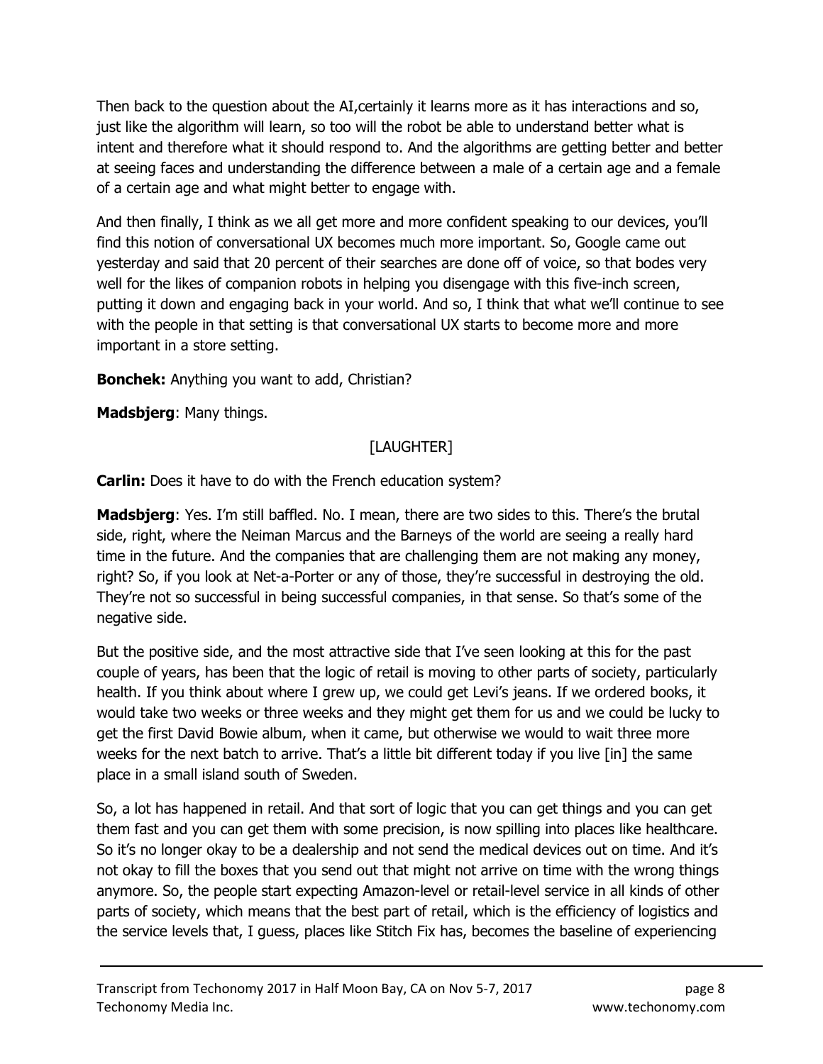Then back to the question about the AI,certainly it learns more as it has interactions and so, just like the algorithm will learn, so too will the robot be able to understand better what is intent and therefore what it should respond to. And the algorithms are getting better and better at seeing faces and understanding the difference between a male of a certain age and a female of a certain age and what might better to engage with.

And then finally, I think as we all get more and more confident speaking to our devices, you'll find this notion of conversational UX becomes much more important. So, Google came out yesterday and said that 20 percent of their searches are done off of voice, so that bodes very well for the likes of companion robots in helping you disengage with this five-inch screen, putting it down and engaging back in your world. And so, I think that what we'll continue to see with the people in that setting is that conversational UX starts to become more and more important in a store setting.

**Bonchek:** Anything you want to add, Christian?

**Madsbjerg**: Many things.

[LAUGHTER]

**Carlin:** Does it have to do with the French education system?

**Madsbjerg**: Yes. I'm still baffled. No. I mean, there are two sides to this. There's the brutal side, right, where the Neiman Marcus and the Barneys of the world are seeing a really hard time in the future. And the companies that are challenging them are not making any money, right? So, if you look at Net-a-Porter or any of those, they're successful in destroying the old. They're not so successful in being successful companies, in that sense. So that's some of the negative side.

But the positive side, and the most attractive side that I've seen looking at this for the past couple of years, has been that the logic of retail is moving to other parts of society, particularly health. If you think about where I grew up, we could get Levi's jeans. If we ordered books, it would take two weeks or three weeks and they might get them for us and we could be lucky to get the first David Bowie album, when it came, but otherwise we would to wait three more weeks for the next batch to arrive. That's a little bit different today if you live [in] the same place in a small island south of Sweden.

So, a lot has happened in retail. And that sort of logic that you can get things and you can get them fast and you can get them with some precision, is now spilling into places like healthcare. So it's no longer okay to be a dealership and not send the medical devices out on time. And it's not okay to fill the boxes that you send out that might not arrive on time with the wrong things anymore. So, the people start expecting Amazon-level or retail-level service in all kinds of other parts of society, which means that the best part of retail, which is the efficiency of logistics and the service levels that, I guess, places like Stitch Fix has, becomes the baseline of experiencing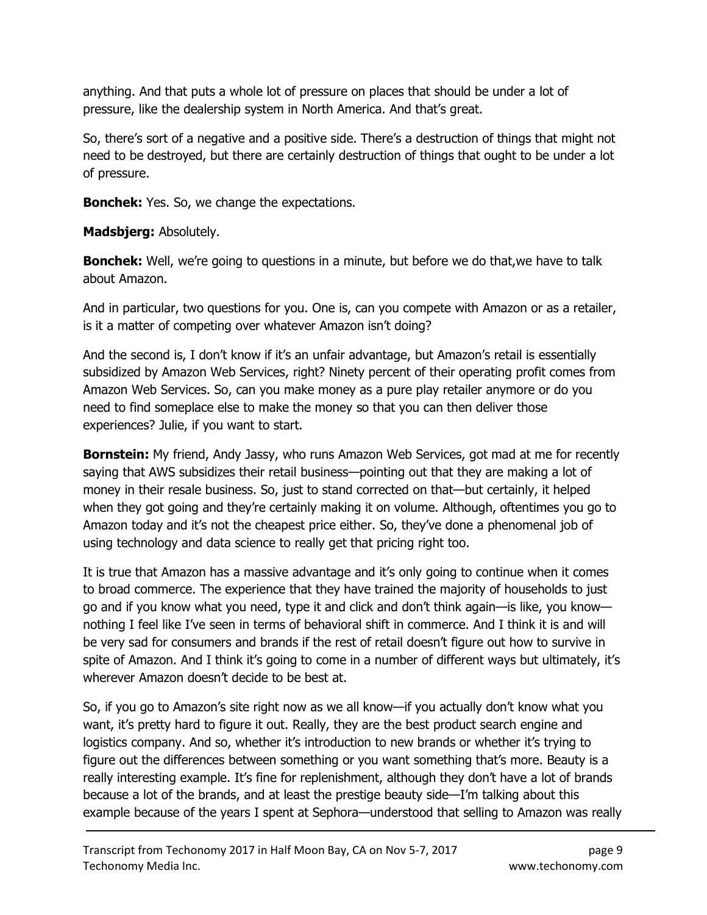anything. And that puts a whole lot of pressure on places that should be under a lot of pressure, like the dealership system in North America. And that's great.

So, there's sort of a negative and a positive side. There's a destruction of things that might not need to be destroyed, but there are certainly destruction of things that ought to be under a lot of pressure.

**Bonchek:** Yes. So, we change the expectations.

**Madsbjerg:** Absolutely.

**Bonchek:** Well, we're going to questions in a minute, but before we do that,we have to talk about Amazon.

And in particular, two questions for you. One is, can you compete with Amazon or as a retailer, is it a matter of competing over whatever Amazon isn't doing?

And the second is, I don't know if it's an unfair advantage, but Amazon's retail is essentially subsidized by Amazon Web Services, right? Ninety percent of their operating profit comes from Amazon Web Services. So, can you make money as a pure play retailer anymore or do you need to find someplace else to make the money so that you can then deliver those experiences? Julie, if you want to start.

**Bornstein:** My friend, Andy Jassy, who runs Amazon Web Services, got mad at me for recently saying that AWS subsidizes their retail business—pointing out that they are making a lot of money in their resale business. So, just to stand corrected on that—but certainly, it helped when they got going and they're certainly making it on volume. Although, oftentimes you go to Amazon today and it's not the cheapest price either. So, they've done a phenomenal job of using technology and data science to really get that pricing right too.

It is true that Amazon has a massive advantage and it's only going to continue when it comes to broad commerce. The experience that they have trained the majority of households to just go and if you know what you need, type it and click and don't think again—is like, you know—nothing I feel like I've seen in terms of behavioral shift in commerce. And I think it is and will be very sad for consumers and brands if the rest of retail doesn't figure out how to survive in spite of Amazon. And I think it's going to come in a number of different ways but ultimately, it's wherever Amazon doesn't decide to be best at.

So, if you go to Amazon's site right now as we all know—if you actually don't know what you want, it's pretty hard to figure it out. Really, they are the best product search engine and logistics company. And so, whether it's introduction to new brands or whether it's trying to figure out the differences between something or you want something that's more. Beauty is a really interesting example. It's fine for replenishment, although they don't have a lot of brands because a lot of the brands, and at least the prestige beauty side—I'm talking about this example because of the years I spent at Sephora—understood that selling to Amazon was really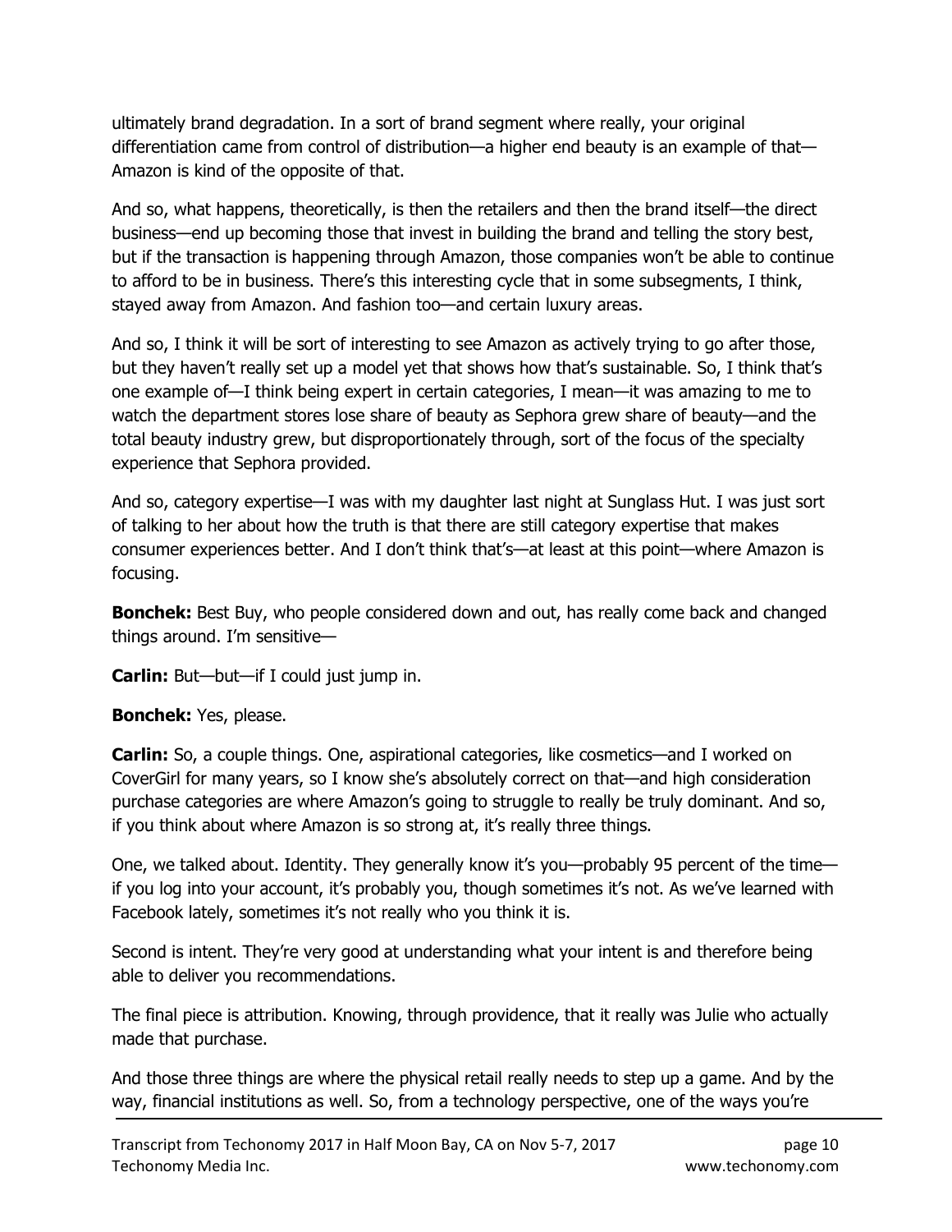ultimately brand degradation. In a sort of brand segment where really, your original differentiation came from control of distribution—a higher end beauty is an example of that—Amazon is kind of the opposite of that.

And so, what happens, theoretically, is then the retailers and then the brand itself—the direct business—end up becoming those that invest in building the brand and telling the story best, but if the transaction is happening through Amazon, those companies won't be able to continue to afford to be in business. There's this interesting cycle that in some subsegments, I think, stayed away from Amazon. And fashion too—and certain luxury areas.

And so, I think it will be sort of interesting to see Amazon as actively trying to go after those, but they haven't really set up a model yet that shows how that's sustainable. So, I think that's one example of—I think being expert in certain categories, I mean—it was amazing to me to watch the department stores lose share of beauty as Sephora grew share of beauty—and the total beauty industry grew, but disproportionately through, sort of the focus of the specialty experience that Sephora provided.

And so, category expertise—I was with my daughter last night at Sunglass Hut. I was just sort of talking to her about how the truth is that there are still category expertise that makes consumer experiences better. And I don't think that's—at least at this point—where Amazon is focusing.

**Bonchek:** Best Buy, who people considered down and out, has really come back and changed things around. I'm sensitive—

**Carlin:** But—but—if I could just jump in.

**Bonchek:** Yes, please.

**Carlin:** So, a couple things. One, aspirational categories, like cosmetics—and I worked on CoverGirl for many years, so I know she's absolutely correct on that—and high consideration purchase categories are where Amazon's going to struggle to really be truly dominant. And so, if you think about where Amazon is so strong at, it's really three things.

One, we talked about. Identity. They generally know it's you—probably 95 percent of the time—if you log into your account, it's probably you, though sometimes it's not. As we've learned with Facebook lately, sometimes it's not really who you think it is.

Second is intent. They're very good at understanding what your intent is and therefore being able to deliver you recommendations.

The final piece is attribution. Knowing, through providence, that it really was Julie who actually made that purchase.

And those three things are where the physical retail really needs to step up a game. And by the way, financial institutions as well. So, from a technology perspective, one of the ways you're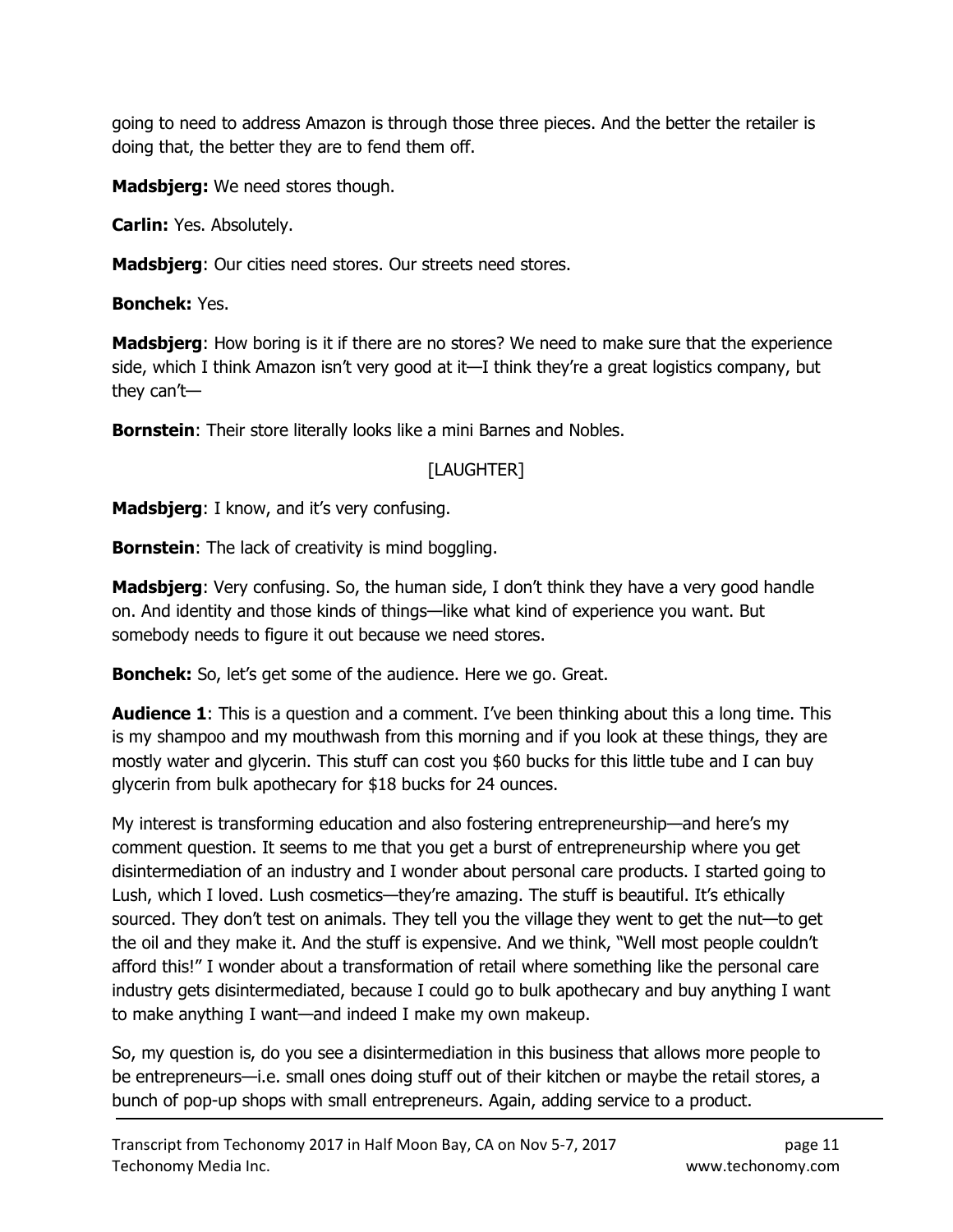going to need to address Amazon is through those three pieces. And the better the retailer is doing that, the better they are to fend them off.

**Madsbjerg:** We need stores though.

**Carlin:** Yes. Absolutely.

**Madsbjerg**: Our cities need stores. Our streets need stores.

**Bonchek:** Yes.

**Madsbjerg**: How boring is it if there are no stores? We need to make sure that the experience side, which I think Amazon isn't very good at it—I think they're a great logistics company, but they can't—

**Bornstein**: Their store literally looks like a mini Barnes and Nobles.

[LAUGHTER]

**Madsbjerg**: I know, and it's very confusing.

**Bornstein**: The lack of creativity is mind boggling.

**Madsbjerg**: Very confusing. So, the human side, I don't think they have a very good handle on. And identity and those kinds of things—like what kind of experience you want. But somebody needs to figure it out because we need stores.

**Bonchek:** So, let's get some of the audience. Here we go. Great.

**Audience 1**: This is a question and a comment. I've been thinking about this a long time. This is my shampoo and my mouthwash from this morning and if you look at these things, they are mostly water and glycerin. This stuff can cost you $60 bucks for this little tube and I can buy glycerin from bulk apothecary for $18 bucks for 24 ounces.

My interest is transforming education and also fostering entrepreneurship—and here's my comment question. It seems to me that you get a burst of entrepreneurship where you get disintermediation of an industry and I wonder about personal care products. I started going to Lush, which I loved. Lush cosmetics—they're amazing. The stuff is beautiful. It's ethically sourced. They don't test on animals. They tell you the village they went to get the nut—to get the oil and they make it. And the stuff is expensive. And we think, "Well most people couldn't afford this!" I wonder about a transformation of retail where something like the personal care industry gets disintermediated, because I could go to bulk apothecary and buy anything I want to make anything I want—and indeed I make my own makeup.

So, my question is, do you see a disintermediation in this business that allows more people to be entrepreneurs—i.e. small ones doing stuff out of their kitchen or maybe the retail stores, a bunch of pop-up shops with small entrepreneurs. Again, adding service to a product.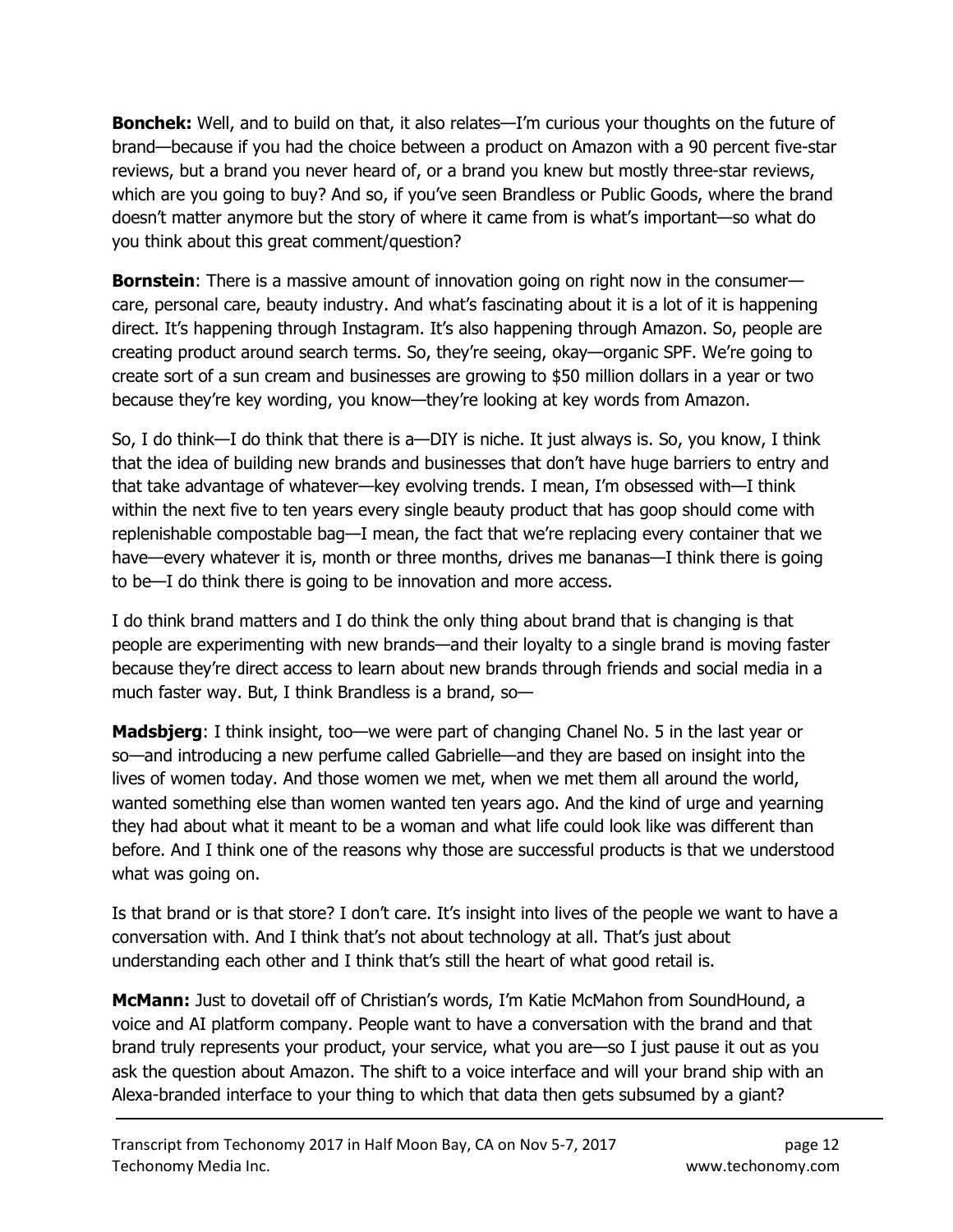**Bonchek:** Well, and to build on that, it also relates—I'm curious your thoughts on the future of brand—because if you had the choice between a product on Amazon with a 90 percent five-star reviews, but a brand you never heard of, or a brand you knew but mostly three-star reviews, which are you going to buy? And so, if you've seen Brandless or Public Goods, where the brand doesn't matter anymore but the story of where it came from is what's important—so what do you think about this great comment/question?

**Bornstein**: There is a massive amount of innovation going on right now in the consumer—care, personal care, beauty industry. And what's fascinating about it is a lot of it is happening direct. It's happening through Instagram. It's also happening through Amazon. So, people are creating product around search terms. So, they're seeing, okay—organic SPF. We're going to create sort of a sun cream and businesses are growing to $50 million dollars in a year or two because they're key wording, you know—they're looking at key words from Amazon.

So, I do think—I do think that there is a—DIY is niche. It just always is. So, you know, I think that the idea of building new brands and businesses that don't have huge barriers to entry and that take advantage of whatever—key evolving trends. I mean, I'm obsessed with—I think within the next five to ten years every single beauty product that has goop should come with replenishable compostable bag—I mean, the fact that we're replacing every container that we have—every whatever it is, month or three months, drives me bananas—I think there is going to be—I do think there is going to be innovation and more access.

I do think brand matters and I do think the only thing about brand that is changing is that people are experimenting with new brands—and their loyalty to a single brand is moving faster because they're direct access to learn about new brands through friends and social media in a much faster way. But, I think Brandless is a brand, so—

**Madsbjerg**: I think insight, too—we were part of changing Chanel No. 5 in the last year or so—and introducing a new perfume called Gabrielle—and they are based on insight into the lives of women today. And those women we met, when we met them all around the world, wanted something else than women wanted ten years ago. And the kind of urge and yearning they had about what it meant to be a woman and what life could look like was different than before. And I think one of the reasons why those are successful products is that we understood what was going on.

Is that brand or is that store? I don't care. It's insight into lives of the people we want to have a conversation with. And I think that's not about technology at all. That's just about understanding each other and I think that's still the heart of what good retail is.

**McMann:** Just to dovetail off of Christian's words, I'm Katie McMahon from SoundHound, a voice and AI platform company. People want to have a conversation with the brand and that brand truly represents your product, your service, what you are—so I just pause it out as you ask the question about Amazon. The shift to a voice interface and will your brand ship with an Alexa-branded interface to your thing to which that data then gets subsumed by a giant?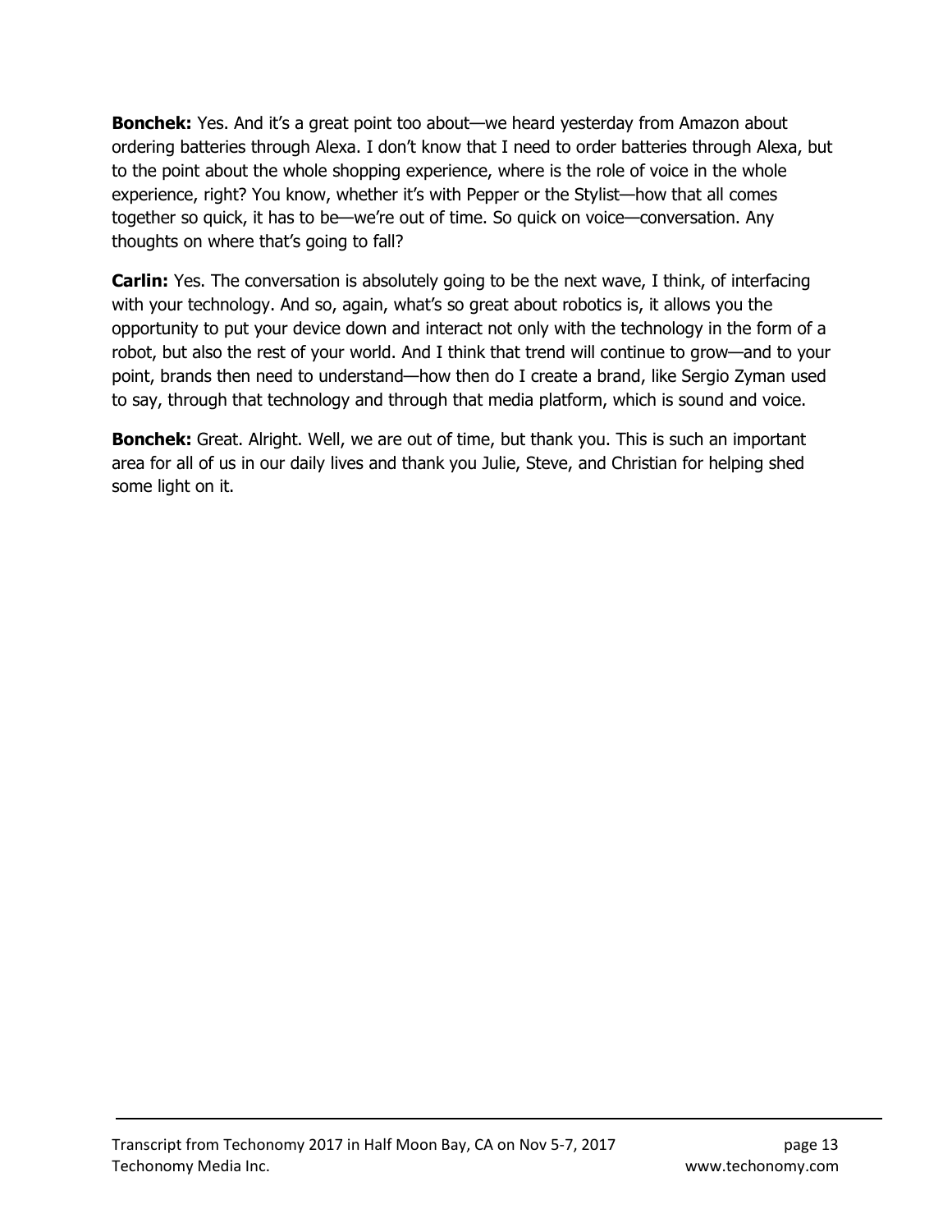**Bonchek:** Yes. And it's a great point too about—we heard yesterday from Amazon about ordering batteries through Alexa. I don't know that I need to order batteries through Alexa, but to the point about the whole shopping experience, where is the role of voice in the whole experience, right? You know, whether it's with Pepper or the Stylist—how that all comes together so quick, it has to be—we're out of time. So quick on voice—conversation. Any thoughts on where that's going to fall?

**Carlin:** Yes. The conversation is absolutely going to be the next wave, I think, of interfacing with your technology. And so, again, what's so great about robotics is, it allows you the opportunity to put your device down and interact not only with the technology in the form of a robot, but also the rest of your world. And I think that trend will continue to grow—and to your point, brands then need to understand—how then do I create a brand, like Sergio Zyman used to say, through that technology and through that media platform, which is sound and voice.

**Bonchek:** Great. Alright. Well, we are out of time, but thank you. This is such an important area for all of us in our daily lives and thank you Julie, Steve, and Christian for helping shed some light on it.